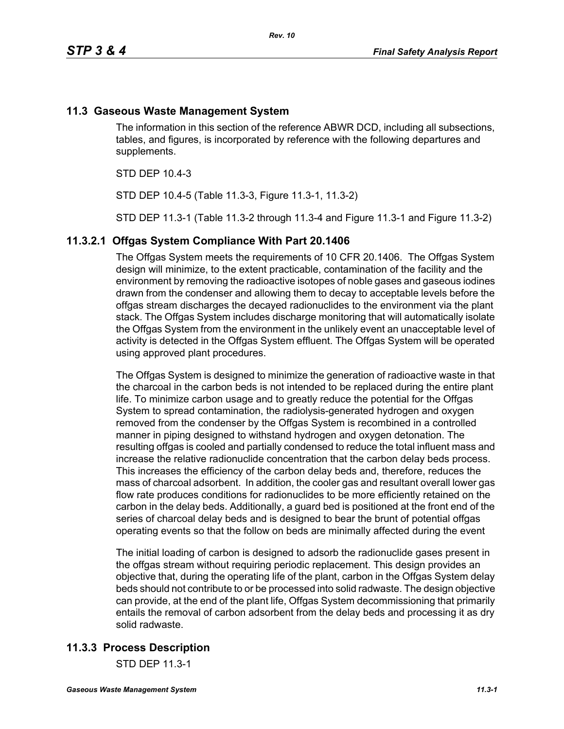## 11.3 Gaseous Waste Management System

The information in this section of the reference ABWR DCD, including all subsections, tables, and figures, is incorporated by reference with the following departures and supplements.

STD DEP 10.4-3

STD DEP 10.4-5 (Table 11.3-3, Figure 11.3-1, 11.3-2)

STD DEP 11.3-1 (Table 11.3-2 through 11.3-4 and Figure 11.3-1 and Figure 11.3-2)

### 11.3.2.1 Offgas System Compliance With Part 20.1406

The Offgas System meets the requirements of 10 CFR 20.1406. The Offgas System design will minimize, to the extent practicable, contamination of the facility and the environment by removing the radioactive isotopes of noble gases and gaseous iodines drawn from the condenser and allowing them to decay to acceptable levels before the offgas stream discharges the decayed radionuclides to the environment via the plant stack. The Offgas System includes discharge monitoring that will automatically isolate the Offgas System from the environment in the unlikely event an unacceptable level of activity is detected in the Offgas System effluent. The Offgas System will be operated using approved plant procedures.

The Offgas System is designed to minimize the generation of radioactive waste in that the charcoal in the carbon beds is not intended to be replaced during the entire plant life. To minimize carbon usage and to greatly reduce the potential for the Offgas System to spread contamination, the radiolysis-generated hydrogen and oxygen removed from the condenser by the Offgas System is recombined in a controlled manner in piping designed to withstand hydrogen and oxygen detonation. The resulting offgas is cooled and partially condensed to reduce the total influent mass and increase the relative radionuclide concentration that the carbon delay beds process. This increases the efficiency of the carbon delay beds and, therefore, reduces the mass of charcoal adsorbent. In addition, the cooler gas and resultant overall lower gas flow rate produces conditions for radionuclides to be more efficiently retained on the carbon in the delay beds. Additionally, a guard bed is positioned at the front end of the series of charcoal delay beds and is designed to bear the brunt of potential offgas operating events so that the follow on beds are minimally affected during the event

The initial loading of carbon is designed to adsorb the radionuclide gases present in the offgas stream without requiring periodic replacement. This design provides an objective that, during the operating life of the plant, carbon in the Offgas System delay beds should not contribute to or be processed into solid radwaste. The design objective can provide, at the end of the plant life, Offgas System decommissioning that primarily entails the removal of carbon adsorbent from the delay beds and processing it as dry solid radwaste.

## 11.3.3 Process Description

STD DEP 11.3-1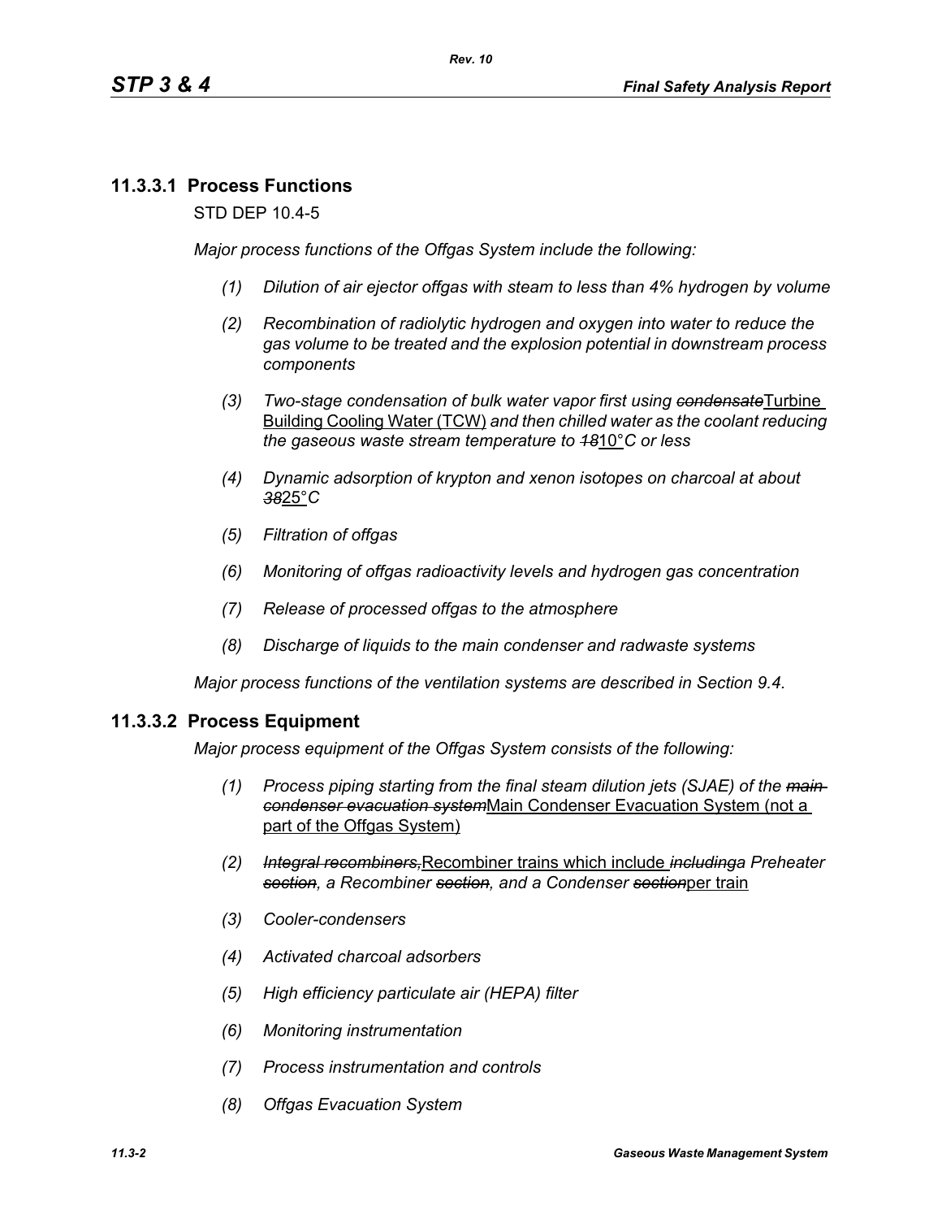### 11.3.3.1 Process Functions

STD DEP 10.4-5

*Major process functions of the Offgas System include the following:*

1. *Dilution of air ejector offgas with steam to less than 4% hydrogen by volume*
2. *Recombination of radiolytic hydrogen and oxygen into water to reduce the gas volume to be treated and the explosion potential in downstream process components*
3. *Two-stage condensation of bulk water vapor first using ~~condensate~~*<u>Turbine Building Cooling Water (TCW)</u> *and then chilled water as the coolant reducing the gaseous waste stream temperature to ~~18~~*<u>10</u>*°C or less*
4. *Dynamic adsorption of krypton and xenon isotopes on charcoal at about ~~38~~*<u>25°</u>*C*
5. *Filtration of offgas*
6. *Monitoring of offgas radioactivity levels and hydrogen gas concentration*
7. *Release of processed offgas to the atmosphere*
8. *Discharge of liquids to the main condenser and radwaste systems*

*Major process functions of the ventilation systems are described in Section 9.4.*

### 11.3.3.2 Process Equipment

*Major process equipment of the Offgas System consists of the following:*

1. *Process piping starting from the final steam dilution jets (SJAE) of the ~~main condenser evacuation system~~*<u>Main Condenser Evacuation System (not a part of the Offgas System)</u>
2. *~~Integral recombiners,~~*<u>Recombiner trains which include</u> *~~including~~a Preheater ~~section~~, a Recombiner ~~section~~, and a Condenser ~~section~~*<u>per train</u>
3. *Cooler-condensers*
4. *Activated charcoal adsorbers*
5. *High efficiency particulate air (HEPA) filter*
6. *Monitoring instrumentation*
7. *Process instrumentation and controls*
8. *Offgas Evacuation System*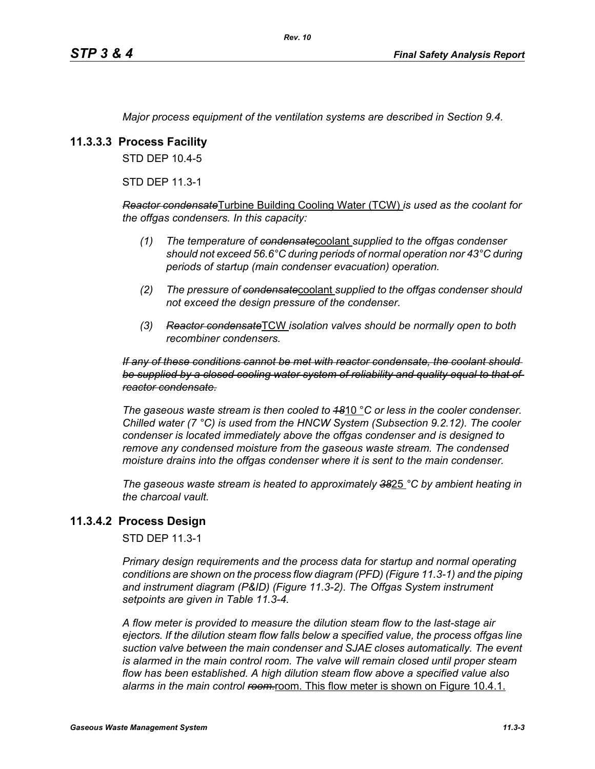*Major process equipment of the ventilation systems are described in Section 9.4.*

### 11.3.3.3 Process Facility

STD DEP 10.4-5

STD DEP 11.3-1

~~*Reactor condensate*~~<u>Turbine Building Cooling Water (TCW)</u> *is used as the coolant for the offgas condensers. In this capacity:*

*(1) The temperature of* ~~*condensate*~~<u>coolant</u> *supplied to the offgas condenser should not exceed 56.6°C during periods of normal operation nor 43°C during periods of startup (main condenser evacuation) operation.*

*(2) The pressure of* ~~*condensate*~~<u>coolant</u> *supplied to the offgas condenser should not exceed the design pressure of the condenser.*

*(3)* ~~*Reactor condensate*~~<u>TCW</u> *isolation valves should be normally open to both recombiner condensers.*

~~*If any of these conditions cannot be met with reactor condensate, the coolant should be supplied by a closed cooling water system of reliability and quality equal to that of reactor condensate.*~~

*The gaseous waste stream is then cooled to* ~~*18*~~<u>10</u> *°C or less in the cooler condenser. Chilled water (7 °C) is used from the HNCW System (Subsection 9.2.12). The cooler condenser is located immediately above the offgas condenser and is designed to remove any condensed moisture from the gaseous waste stream. The condensed moisture drains into the offgas condenser where it is sent to the main condenser.*

*The gaseous waste stream is heated to approximately* ~~*38*~~<u>25</u> *°C by ambient heating in the charcoal vault.*

### 11.3.4.2 Process Design

STD DEP 11.3-1

*Primary design requirements and the process data for startup and normal operating conditions are shown on the process flow diagram (PFD) (Figure 11.3-1) and the piping and instrument diagram (P&ID) (Figure 11.3-2). The Offgas System instrument setpoints are given in Table 11.3-4.*

*A flow meter is provided to measure the dilution steam flow to the last-stage air ejectors. If the dilution steam flow falls below a specified value, the process offgas line suction valve between the main condenser and SJAE closes automatically. The event is alarmed in the main control room. The valve will remain closed until proper steam flow has been established. A high dilution steam flow above a specified value also alarms in the main control* ~~*room.*~~<u>room. This flow meter is shown on Figure 10.4.1.</u>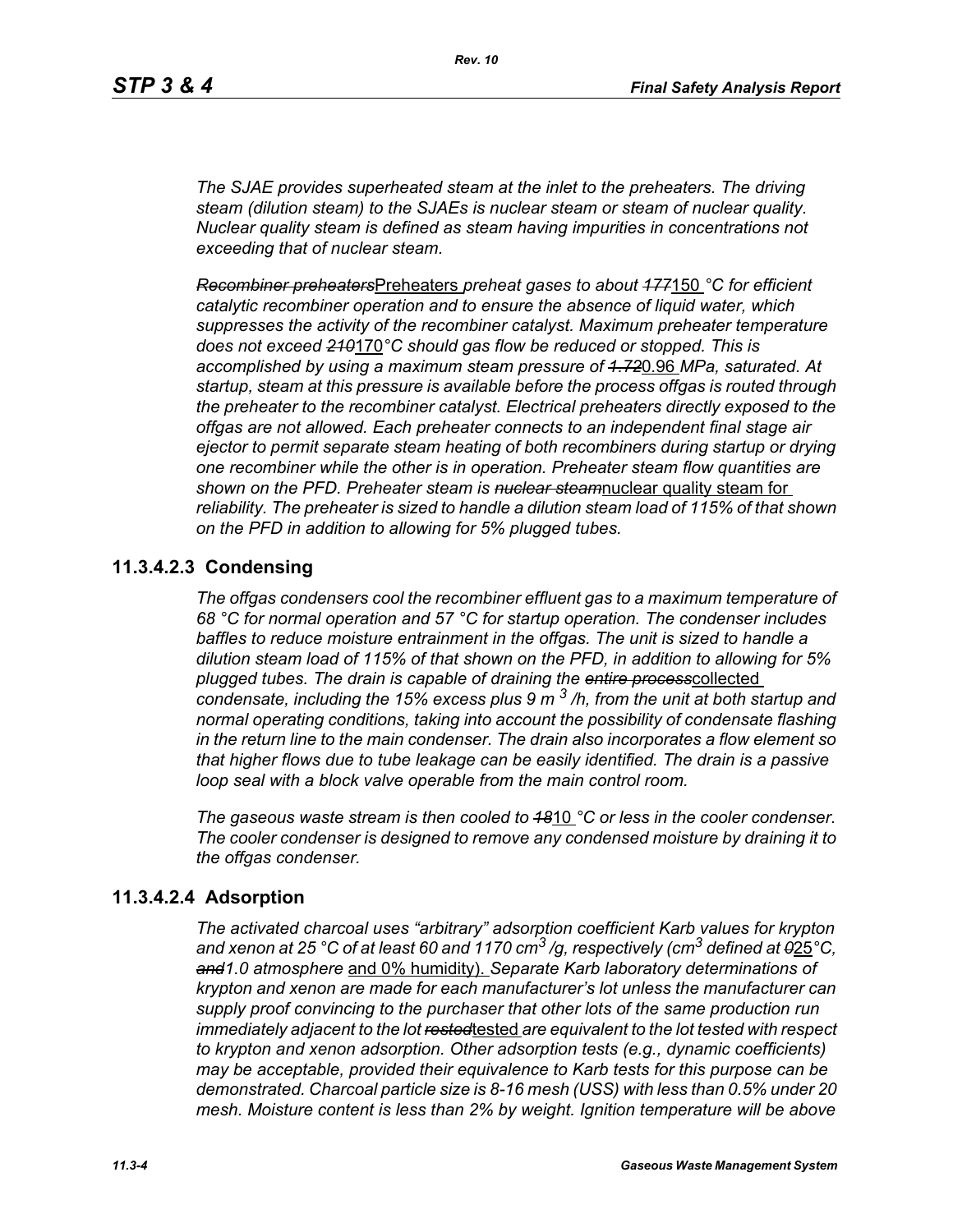*The SJAE provides superheated steam at the inlet to the preheaters. The driving steam (dilution steam) to the SJAEs is nuclear steam or steam of nuclear quality. Nuclear quality steam is defined as steam having impurities in concentrations not exceeding that of nuclear steam.*

~~*Recombiner preheaters*~~Preheaters *preheat gases to about* ~~*177*~~150 *°C for efficient catalytic recombiner operation and to ensure the absence of liquid water, which suppresses the activity of the recombiner catalyst. Maximum preheater temperature does not exceed* ~~*210*~~170*°C should gas flow be reduced or stopped. This is accomplished by using a maximum steam pressure of* ~~*1.72*~~0.96 *MPa, saturated. At startup, steam at this pressure is available before the process offgas is routed through the preheater to the recombiner catalyst. Electrical preheaters directly exposed to the offgas are not allowed. Each preheater connects to an independent final stage air ejector to permit separate steam heating of both recombiners during startup or drying one recombiner while the other is in operation. Preheater steam flow quantities are shown on the PFD. Preheater steam is* ~~*nuclear steam*~~nuclear quality steam for *reliability. The preheater is sized to handle a dilution steam load of 115% of that shown on the PFD in addition to allowing for 5% plugged tubes.*

## 11.3.4.2.3 Condensing

*The offgas condensers cool the recombiner effluent gas to a maximum temperature of 68 °C for normal operation and 57 °C for startup operation. The condenser includes baffles to reduce moisture entrainment in the offgas. The unit is sized to handle a dilution steam load of 115% of that shown on the PFD, in addition to allowing for 5% plugged tubes. The drain is capable of draining the* ~~*entire process*~~collected *condensate, including the 15% excess plus 9 $m^3$/h, from the unit at both startup and normal operating conditions, taking into account the possibility of condensate flashing in the return line to the main condenser. The drain also incorporates a flow element so that higher flows due to tube leakage can be easily identified. The drain is a passive loop seal with a block valve operable from the main control room.*

*The gaseous waste stream is then cooled to* ~~*18*~~10 *°C or less in the cooler condenser. The cooler condenser is designed to remove any condensed moisture by draining it to the offgas condenser.*

## 11.3.4.2.4 Adsorption

*The activated charcoal uses "arbitrary" adsorption coefficient Karb values for krypton and xenon at 25 °C of at least 60 and 1170 $cm^3$/g, respectively ($cm^3$ defined at* ~~*0*~~25*°C,* ~~*and*~~*1.0 atmosphere* and 0% humidity). *Separate Karb laboratory determinations of krypton and xenon are made for each manufacturer's lot unless the manufacturer can supply proof convincing to the purchaser that other lots of the same production run immediately adjacent to the lot* ~~*rested*~~tested *are equivalent to the lot tested with respect to krypton and xenon adsorption. Other adsorption tests (e.g., dynamic coefficients) may be acceptable, provided their equivalence to Karb tests for this purpose can be demonstrated. Charcoal particle size is 8-16 mesh (USS) with less than 0.5% under 20 mesh. Moisture content is less than 2% by weight. Ignition temperature will be above*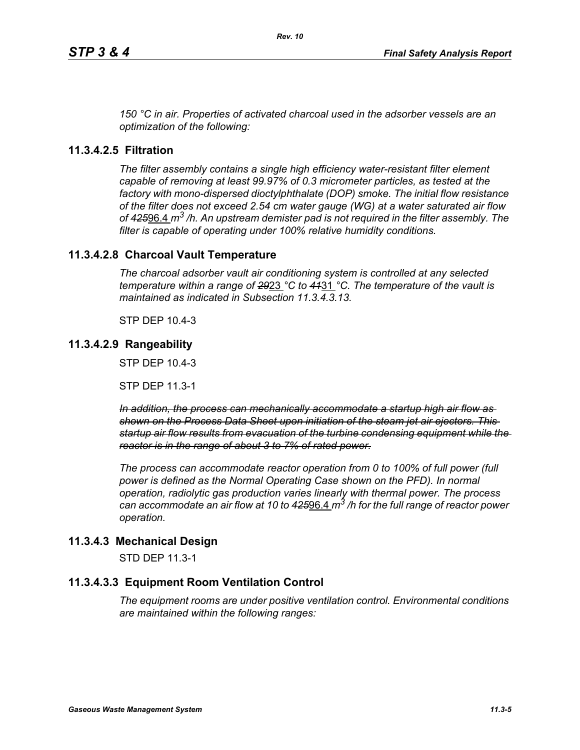*150 °C in air. Properties of activated charcoal used in the adsorber vessels are an optimization of the following:*

## 11.3.4.2.5 Filtration

*The filter assembly contains a single high efficiency water-resistant filter element capable of removing at least 99.97% of 0.3 micrometer particles, as tested at the factory with mono-dispersed dioctylphthalate (DOP) smoke. The initial flow resistance of the filter does not exceed 2.54 cm water gauge (WG) at a water saturated air flow of ~~425~~96.4 $m^3$ /h. An upstream demister pad is not required in the filter assembly. The filter is capable of operating under 100% relative humidity conditions.*

## 11.3.4.2.8 Charcoal Vault Temperature

*The charcoal adsorber vault air conditioning system is controlled at any selected temperature within a range of ~~29~~23 °C to ~~41~~31 °C. The temperature of the vault is maintained as indicated in Subsection 11.3.4.3.13.*

STP DEP 10.4-3

## 11.3.4.2.9 Rangeability

STP DEP 10.4-3

STP DEP 11.3-1

~~*In addition, the process can mechanically accommodate a startup high air flow as shown on the Process Data Sheet upon initiation of the steam jet air ejectors. This startup air flow results from evacuation of the turbine condensing equipment while the reactor is in the range of about 3 to 7% of rated power.*~~

*The process can accommodate reactor operation from 0 to 100% of full power (full power is defined as the Normal Operating Case shown on the PFD). In normal operation, radiolytic gas production varies linearly with thermal power. The process can accommodate an air flow at 10 to ~~425~~96.4 $m^3$ /h for the full range of reactor power operation.*

## 11.3.4.3 Mechanical Design

STD DEP 11.3-1

## 11.3.4.3.3 Equipment Room Ventilation Control

*The equipment rooms are under positive ventilation control. Environmental conditions are maintained within the following ranges:*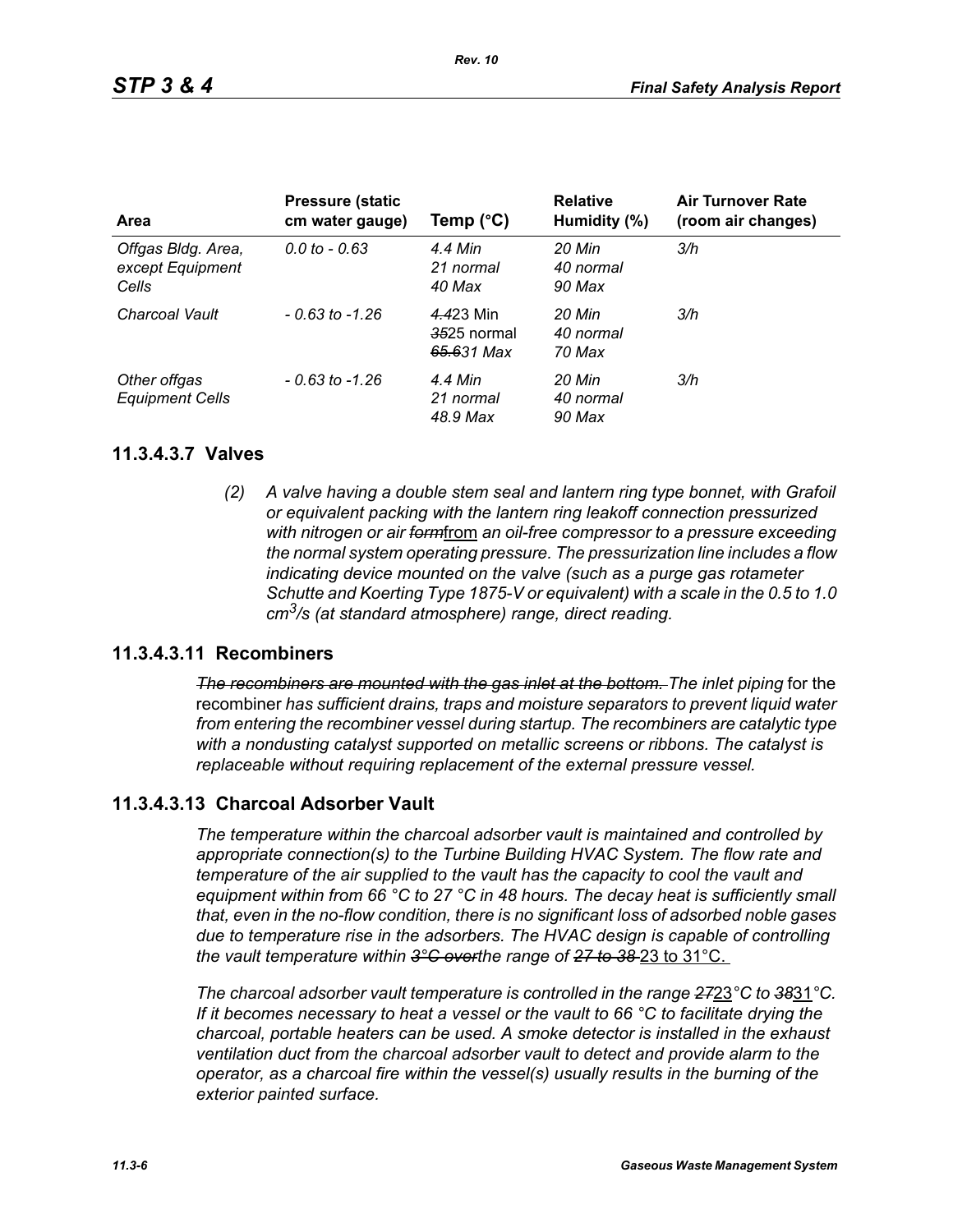| Area | Pressure (static cm water gauge) | Temp (°C) | Relative Humidity (%) | Air Turnover Rate (room air changes) |
|---|---|---|---|---|
| *Offgas Bldg. Area, except Equipment Cells* | *0.0 to - 0.63* | *4.4 Min 21 normal 40 Max* | *20 Min 40 normal 90 Max* | *3/h* |
| *Charcoal Vault* | *- 0.63 to -1.26* | ~~*4.4*~~23 Min ~~*35*~~25 normal ~~*65.6*~~31 *Max* | *20 Min 40 normal 70 Max* | *3/h* |
| *Other offgas Equipment Cells* | *- 0.63 to -1.26* | *4.4 Min 21 normal 48.9 Max* | *20 Min 40 normal 90 Max* | *3/h* |

## 11.3.4.3.7 Valves

*(2) A valve having a double stem seal and lantern ring type bonnet, with Grafoil or equivalent packing with the lantern ring leakoff connection pressurized with nitrogen or air* ~~*form*~~from *an oil-free compressor to a pressure exceeding the normal system operating pressure. The pressurization line includes a flow indicating device mounted on the valve (such as a purge gas rotameter Schutte and Koerting Type 1875-V or equivalent) with a scale in the 0.5 to 1.0* $cm^3/s$ *(at standard atmosphere) range, direct reading.*

## 11.3.4.3.11 Recombiners

~~*The recombiners are mounted with the gas inlet at the bottom.*~~ *The inlet piping* for the recombiner *has sufficient drains, traps and moisture separators to prevent liquid water from entering the recombiner vessel during startup. The recombiners are catalytic type with a nondusting catalyst supported on metallic screens or ribbons. The catalyst is replaceable without requiring replacement of the external pressure vessel.*

## 11.3.4.3.13 Charcoal Adsorber Vault

*The temperature within the charcoal adsorber vault is maintained and controlled by appropriate connection(s) to the Turbine Building HVAC System. The flow rate and temperature of the air supplied to the vault has the capacity to cool the vault and equipment within from 66 °C to 27 °C in 48 hours. The decay heat is sufficiently small that, even in the no-flow condition, there is no significant loss of adsorbed noble gases due to temperature rise in the adsorbers. The HVAC design is capable of controlling the vault temperature within* ~~*3°C over*~~*the range of* ~~*27 to 38*~~ 23 to 31°C.

*The charcoal adsorber vault temperature is controlled in the range* ~~*27*~~23*°C to* ~~*38*~~31*°C. If it becomes necessary to heat a vessel or the vault to 66 °C to facilitate drying the charcoal, portable heaters can be used. A smoke detector is installed in the exhaust ventilation duct from the charcoal adsorber vault to detect and provide alarm to the operator, as a charcoal fire within the vessel(s) usually results in the burning of the exterior painted surface.*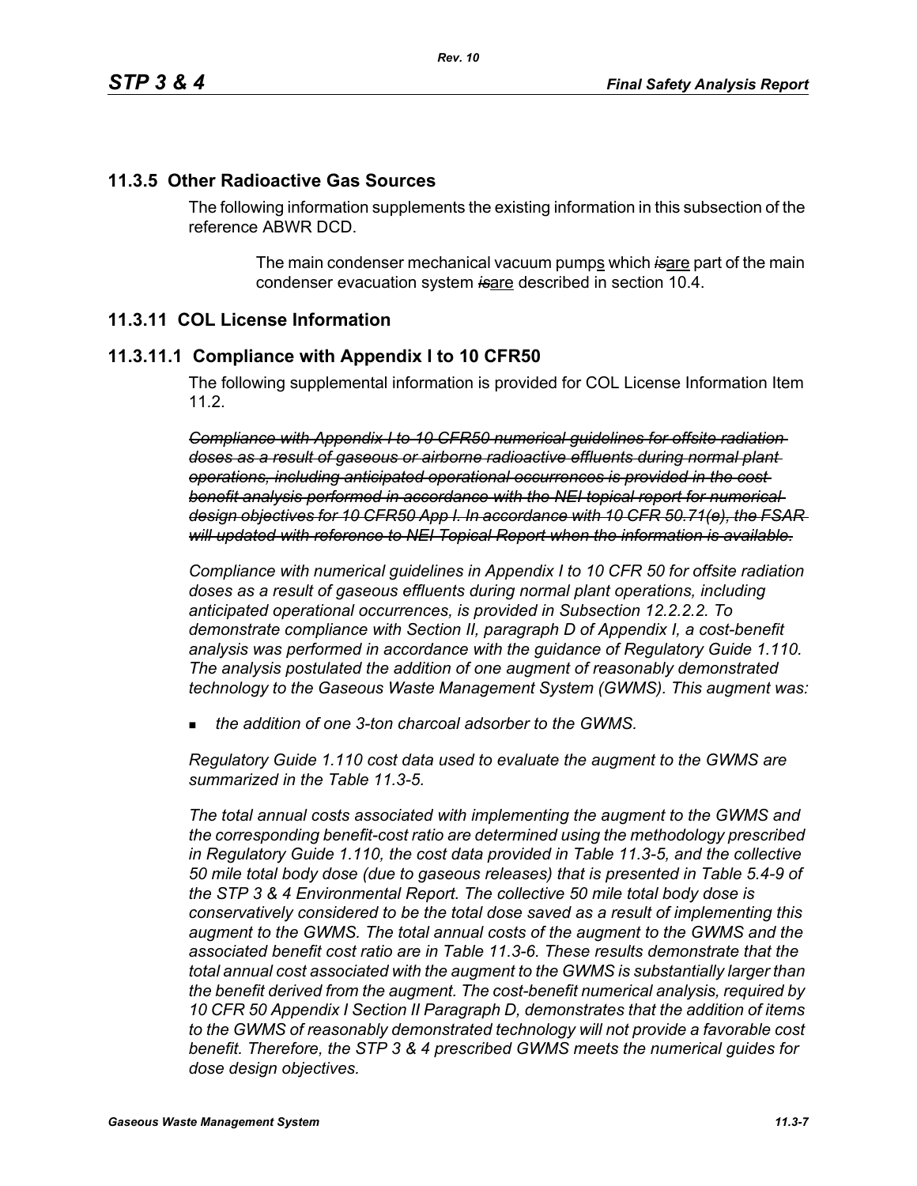## 11.3.5 Other Radioactive Gas Sources

The following information supplements the existing information in this subsection of the reference ABWR DCD.

> The main condenser mechanical vacuum pumps which ~~*is*~~are part of the main condenser evacuation system ~~*is*~~are described in section 10.4.

## 11.3.11 COL License Information

### 11.3.11.1 Compliance with Appendix I to 10 CFR50

The following supplemental information is provided for COL License Information Item 11.2.

~~*Compliance with Appendix I to 10 CFR50 numerical guidelines for offsite radiation doses as a result of gaseous or airborne radioactive effluents during normal plant operations, including anticipated operational occurrences is provided in the cost benefit analysis performed in accordance with the NEI topical report for numerical design objectives for 10 CFR50 App I. In accordance with 10 CFR 50.71(e), the FSAR will updated with reference to NEI Topical Report when the information is available.*~~

*Compliance with numerical guidelines in Appendix I to 10 CFR 50 for offsite radiation doses as a result of gaseous effluents during normal plant operations, including anticipated operational occurrences, is provided in Subsection 12.2.2.2. To demonstrate compliance with Section II, paragraph D of Appendix I, a cost-benefit analysis was performed in accordance with the guidance of Regulatory Guide 1.110. The analysis postulated the addition of one augment of reasonably demonstrated technology to the Gaseous Waste Management System (GWMS). This augment was:*

- *the addition of one 3-ton charcoal adsorber to the GWMS.*

*Regulatory Guide 1.110 cost data used to evaluate the augment to the GWMS are summarized in the Table 11.3-5.*

*The total annual costs associated with implementing the augment to the GWMS and the corresponding benefit-cost ratio are determined using the methodology prescribed in Regulatory Guide 1.110, the cost data provided in Table 11.3-5, and the collective 50 mile total body dose (due to gaseous releases) that is presented in Table 5.4-9 of the STP 3 & 4 Environmental Report. The collective 50 mile total body dose is conservatively considered to be the total dose saved as a result of implementing this augment to the GWMS. The total annual costs of the augment to the GWMS and the associated benefit cost ratio are in Table 11.3-6. These results demonstrate that the total annual cost associated with the augment to the GWMS is substantially larger than the benefit derived from the augment. The cost-benefit numerical analysis, required by 10 CFR 50 Appendix I Section II Paragraph D, demonstrates that the addition of items to the GWMS of reasonably demonstrated technology will not provide a favorable cost benefit. Therefore, the STP 3 & 4 prescribed GWMS meets the numerical guides for dose design objectives.*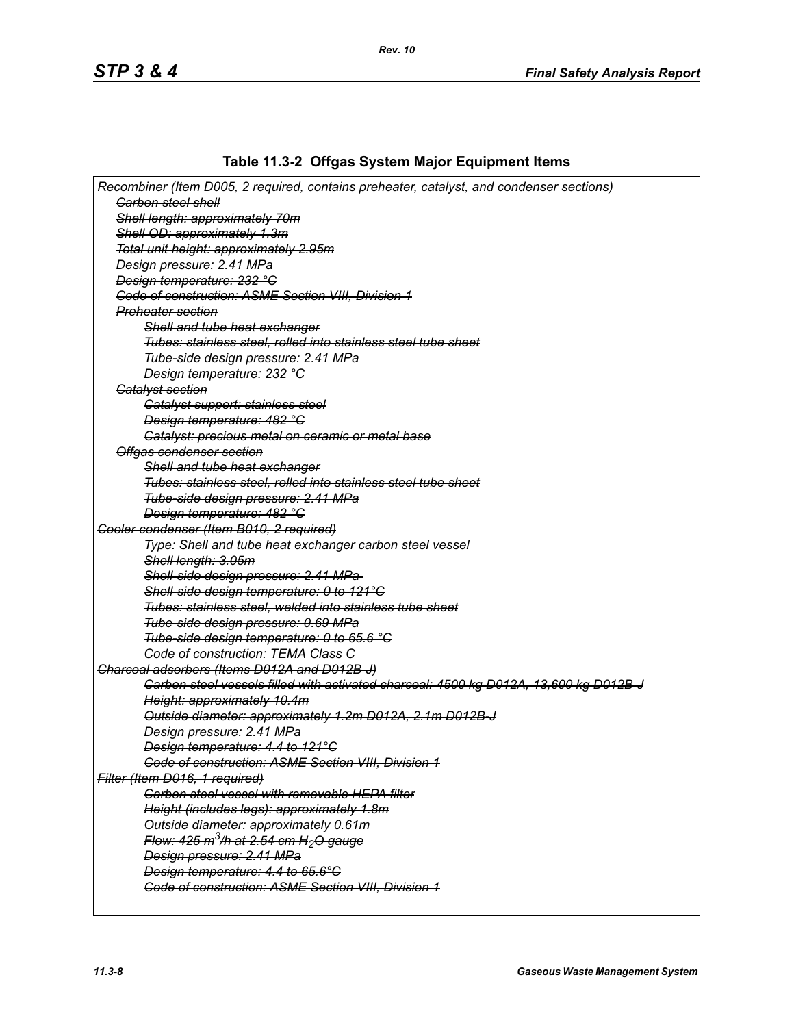**Table 11.3-2 Offgas System Major Equipment Items**

~~*Recombiner (Item D005, 2 required, contains preheater, catalyst, and condenser sections)*~~

~~*Carbon steel shell*~~

~~*Shell length: approximately 70m*~~

~~*Shell OD: approximately 1.3m*~~

~~*Total unit height: approximately 2.95m*~~

~~*Design pressure: 2.41 MPa*~~

~~*Design temperature: 232 °C*~~

~~*Code of construction: ASME Section VIII, Division 1*~~

~~*Preheater section*~~

~~*Shell and tube heat exchanger*~~

~~*Tubes: stainless steel, rolled into stainless steel tube sheet*~~

~~*Tube-side design pressure: 2.41 MPa*~~

~~*Design temperature: 232 °C*~~

~~*Catalyst section*~~

~~*Catalyst support: stainless steel*~~

~~*Design temperature: 482 °C*~~

~~*Catalyst: precious metal on ceramic or metal base*~~

~~*Offgas condenser section*~~

~~*Shell and tube heat exchanger*~~

~~*Tubes: stainless steel, rolled into stainless steel tube sheet*~~

~~*Tube-side design pressure: 2.41 MPa*~~

~~*Design temperature: 482 °C*~~

~~*Cooler condenser (Item B010, 2 required)*~~

~~*Type: Shell and tube heat exchanger carbon steel vessel*~~

~~*Shell length: 3.05m*~~

~~*Shell-side design pressure: 2.41 MPa*~~

~~*Shell-side design temperature: 0 to 121°C*~~

~~*Tubes: stainless steel, welded into stainless tube sheet*~~

~~*Tube-side design pressure: 0.69 MPa*~~

~~*Tube-side design temperature: 0 to 65.6 °C*~~

~~*Code of construction: TEMA Class C*~~

~~*Charcoal adsorbers (Items D012A and D012B-J)*~~

~~*Carbon steel vessels filled with activated charcoal: 4500 kg D012A, 13,600 kg D012B-J*~~

~~*Height: approximately 10.4m*~~

~~*Outside diameter: approximately 1.2m D012A, 2.1m D012B-J*~~

~~*Design pressure: 2.41 MPa*~~

~~*Design temperature: 4.4 to 121°C*~~

~~*Code of construction: ASME Section VIII, Division 1*~~

~~*Filter (Item D016, 1 required)*~~

~~*Carbon steel vessel with removable HEPA filter*~~

~~*Height (includes legs): approximately 1.8m*~~

~~*Outside diameter: approximately 0.61m*~~

~~*Flow: 425 $m^3$/h at 2.54 cm $H_2O$ gauge*~~

~~*Design pressure: 2.41 MPa*~~

~~*Design temperature: 4.4 to 65.6°C*~~

~~*Code of construction: ASME Section VIII, Division 1*~~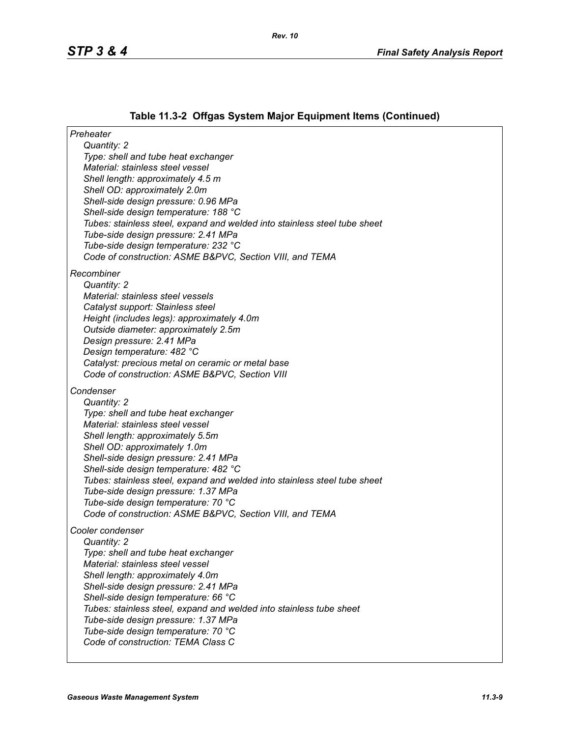### Table 11.3-2 Offgas System Major Equipment Items (Continued)

*Preheater*

- *Quantity: 2*
- *Type: shell and tube heat exchanger*
- *Material: stainless steel vessel*
- *Shell length: approximately 4.5 m*
- *Shell OD: approximately 2.0m*
- *Shell-side design pressure: 0.96 MPa*
- *Shell-side design temperature: 188 °C*
- *Tubes: stainless steel, expand and welded into stainless steel tube sheet*
- *Tube-side design pressure: 2.41 MPa*
- *Tube-side design temperature: 232 °C*
- *Code of construction: ASME B&PVC, Section VIII, and TEMA*

*Recombiner*

- *Quantity: 2*
- *Material: stainless steel vessels*
- *Catalyst support: Stainless steel*
- *Height (includes legs): approximately 4.0m*
- *Outside diameter: approximately 2.5m*
- *Design pressure: 2.41 MPa*
- *Design temperature: 482 °C*
- *Catalyst: precious metal on ceramic or metal base*
- *Code of construction: ASME B&PVC, Section VIII*

*Condenser*

- *Quantity: 2*
- *Type: shell and tube heat exchanger*
- *Material: stainless steel vessel*
- *Shell length: approximately 5.5m*
- *Shell OD: approximately 1.0m*
- *Shell-side design pressure: 2.41 MPa*
- *Shell-side design temperature: 482 °C*
- *Tubes: stainless steel, expand and welded into stainless steel tube sheet*
- *Tube-side design pressure: 1.37 MPa*
- *Tube-side design temperature: 70 °C*
- *Code of construction: ASME B&PVC, Section VIII, and TEMA*

*Cooler condenser*

- *Quantity: 2*
- *Type: shell and tube heat exchanger*
- *Material: stainless steel vessel*
- *Shell length: approximately 4.0m*
- *Shell-side design pressure: 2.41 MPa*
- *Shell-side design temperature: 66 °C*
- *Tubes: stainless steel, expand and welded into stainless tube sheet*
- *Tube-side design pressure: 1.37 MPa*
- *Tube-side design temperature: 70 °C*
- *Code of construction: TEMA Class C*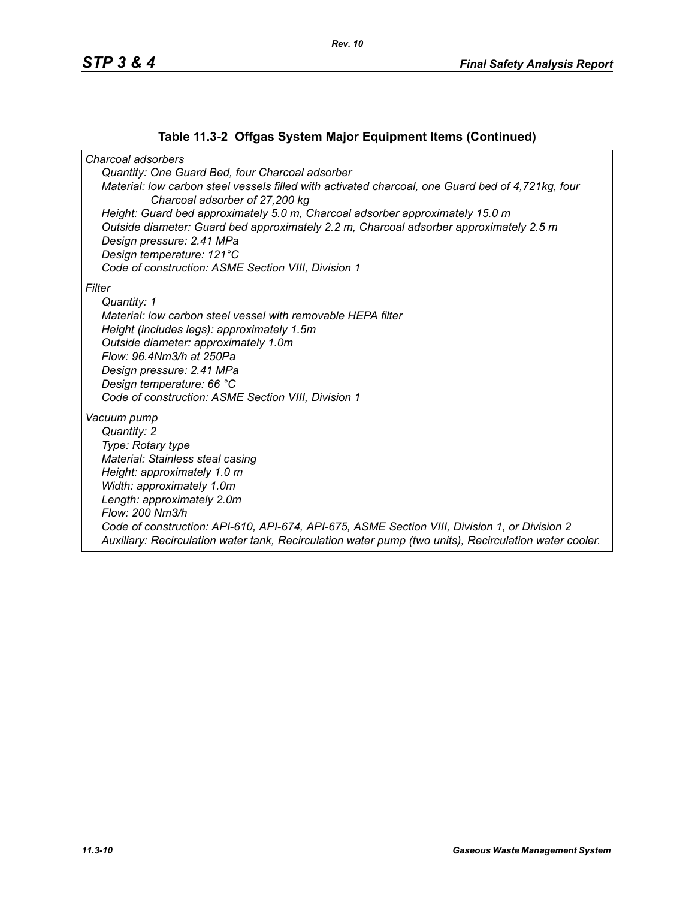### Table 11.3-2 Offgas System Major Equipment Items (Continued)

*Charcoal adsorbers*

*Quantity: One Guard Bed, four Charcoal adsorber*

*Material: low carbon steel vessels filled with activated charcoal, one Guard bed of 4,721kg, four Charcoal adsorber of 27,200 kg*

*Height: Guard bed approximately 5.0 m, Charcoal adsorber approximately 15.0 m*

*Outside diameter: Guard bed approximately 2.2 m, Charcoal adsorber approximately 2.5 m*

*Design pressure: 2.41 MPa*

*Design temperature: 121°C*

*Code of construction: ASME Section VIII, Division 1*

*Filter*

*Quantity: 1*

*Material: low carbon steel vessel with removable HEPA filter*

*Height (includes legs): approximately 1.5m*

*Outside diameter: approximately 1.0m*

*Flow: 96.4Nm3/h at 250Pa*

*Design pressure: 2.41 MPa*

*Design temperature: 66 °C*

*Code of construction: ASME Section VIII, Division 1*

*Vacuum pump*

*Quantity: 2*

*Type: Rotary type*

*Material: Stainless steal casing*

*Height: approximately 1.0 m*

*Width: approximately 1.0m*

*Length: approximately 2.0m*

*Flow: 200 Nm3/h*

*Code of construction: API-610, API-674, API-675, ASME Section VIII, Division 1, or Division 2*

*Auxiliary: Recirculation water tank, Recirculation water pump (two units), Recirculation water cooler.*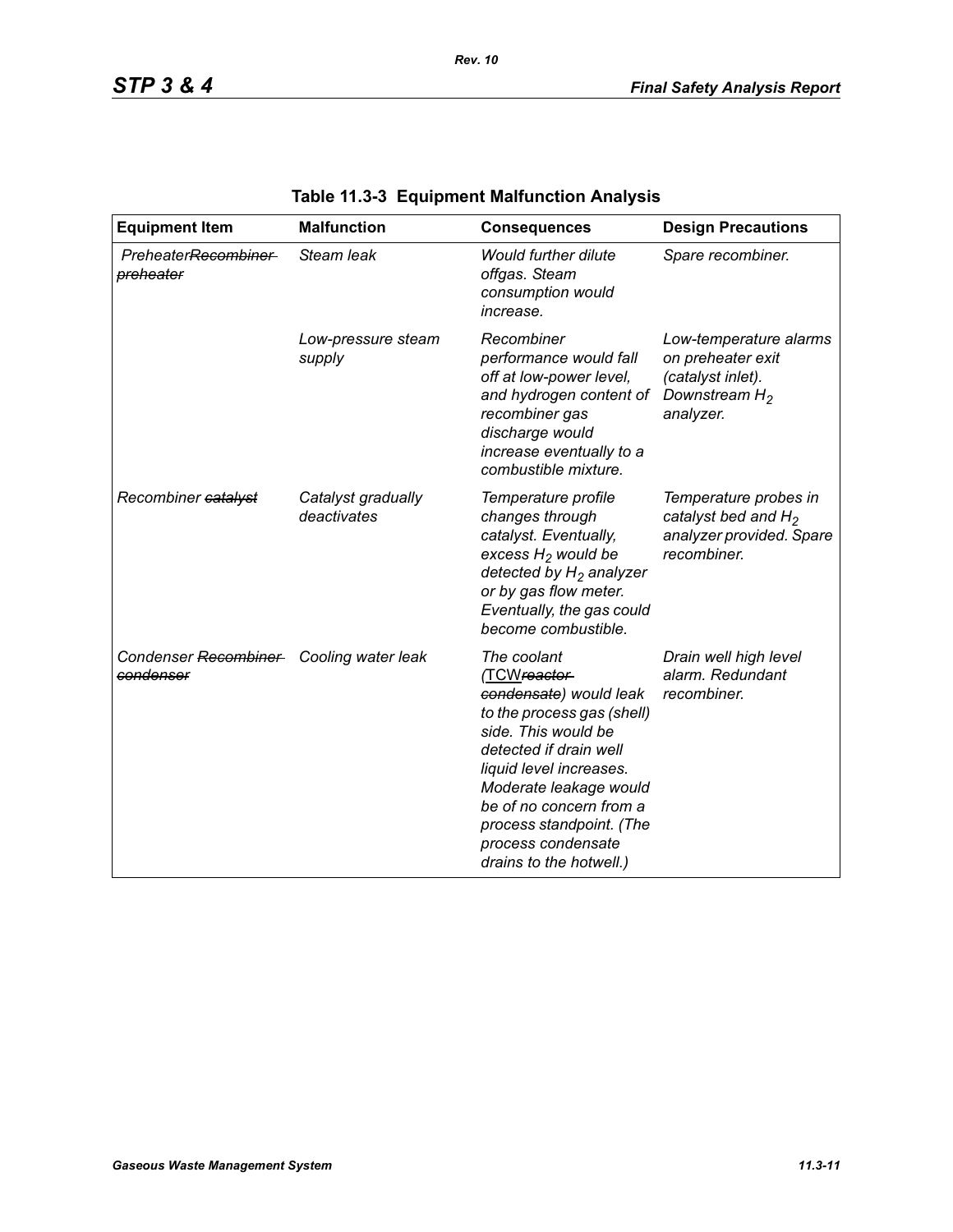**Table 11.3-3 Equipment Malfunction Analysis**

| Equipment Item | Malfunction | Consequences | Design Precautions |
|---|---|---|---|
| *Preheater~~Recombiner preheater~~* | *Steam leak* | *Would further dilute offgas. Steam consumption would increase.* | *Spare recombiner.* |
| | *Low-pressure steam supply* | *Recombiner performance would fall off at low-power level, and hydrogen content of recombiner gas discharge would increase eventually to a combustible mixture.* | *Low-temperature alarms on preheater exit (catalyst inlet). Downstream $H_2$ analyzer.* |
| *Recombiner ~~catalyst~~* | *Catalyst gradually deactivates* | *Temperature profile changes through catalyst. Eventually, excess $H_2$ would be detected by $H_2$ analyzer or by gas flow meter. Eventually, the gas could become combustible.* | *Temperature probes in catalyst bed and $H_2$ analyzer provided. Spare recombiner.* |
| *Condenser ~~Recombiner condenser~~* | *Cooling water leak* | *The coolant (TCW~~reactor condensate~~) would leak to the process gas (shell) side. This would be detected if drain well liquid level increases. Moderate leakage would be of no concern from a process standpoint. (The process condensate drains to the hotwell.)* | *Drain well high level alarm. Redundant recombiner.* |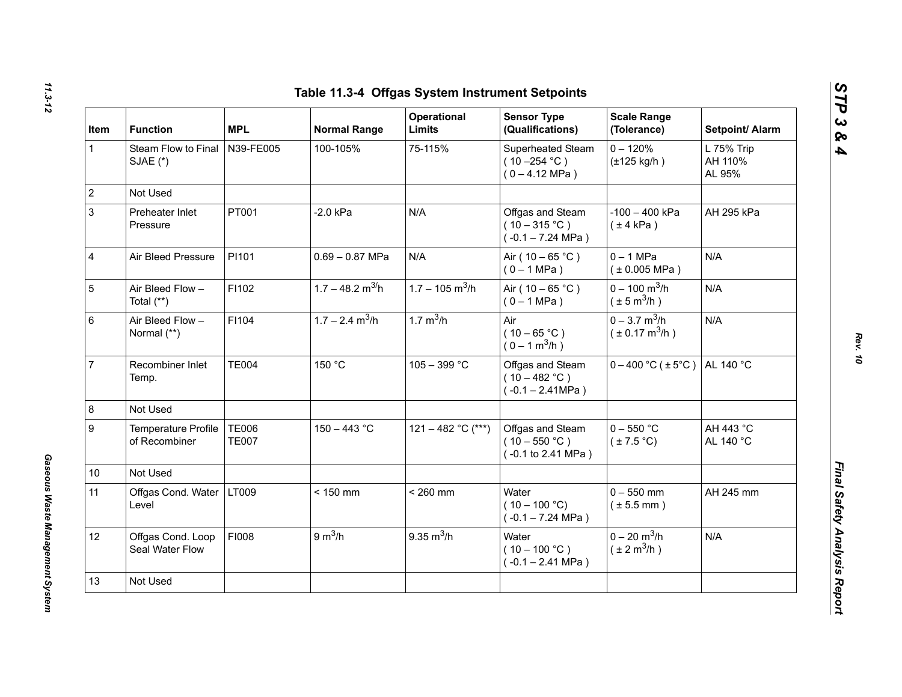## Table 11.3-4 Offgas System Instrument Setpoints

| Item | Function | MPL | Normal Range | Operational Limits | Sensor Type (Qualifications) | Scale Range (Tolerance) | Setpoint/ Alarm |
|---|---|---|---|---|---|---|---|
| 1 | Steam Flow to Final SJAE (*) | N39-FE005 | 100-105% | 75-115% | Superheated Steam ( 10 –254 °C ) ( 0 – 4.12 MPa ) | 0 – 120% (±125 kg/h ) | L 75% Trip AH 110% AL 95% |
| 2 | Not Used | | | | | | |
| 3 | Preheater Inlet Pressure | PT001 | -2.0 kPa | N/A | Offgas and Steam ( 10 – 315 °C ) ( -0.1 – 7.24 MPa ) | -100 – 400 kPa ( ± 4 kPa ) | AH 295 kPa |
| 4 | Air Bleed Pressure | PI101 | 0.69 – 0.87 MPa | N/A | Air ( 10 – 65 °C ) ( 0 – 1 MPa ) | 0 – 1 MPa ( ± 0.005 MPa ) | N/A |
| 5 | Air Bleed Flow – Total (**) | FI102 | 1.7 – 48.2 $m^3/h$ | 1.7 – 105 $m^3/h$ | Air ( 10 – 65 °C ) ( 0 – 1 MPa ) | 0 – 100 $m^3/h$ ( ± 5 $m^3/h$ ) | N/A |
| 6 | Air Bleed Flow – Normal (**) | FI104 | 1.7 – 2.4 $m^3/h$ | 1.7 $m^3/h$ | Air ( 10 – 65 °C ) ( 0 – 1 $m^3/h$ ) | 0 – 3.7 $m^3/h$ ( ± 0.17 $m^3/h$ ) | N/A |
| 7 | Recombiner Inlet Temp. | TE004 | 150 °C | 105 – 399 °C | Offgas and Steam ( 10 – 482 °C ) ( -0.1 – 2.41MPa ) | 0 – 400 °C ( ± 5°C ) | AL 140 °C |
| 8 | Not Used | | | | | | |
| 9 | Temperature Profile of Recombiner | TE006 TE007 | 150 – 443 °C | 121 – 482 °C (***) | Offgas and Steam ( 10 – 550 °C ) ( -0.1 to 2.41 MPa ) | 0 – 550 °C ( ± 7.5 °C) | AH 443 °C AL 140 °C |
| 10 | Not Used | | | | | | |
| 11 | Offgas Cond. Water Level | LT009 | < 150 mm | < 260 mm | Water ( 10 – 100 °C) ( -0.1 – 7.24 MPa ) | 0 – 550 mm ( ± 5.5 mm ) | AH 245 mm |
| 12 | Offgas Cond. Loop Seal Water Flow | FI008 | 9 $m^3/h$ | 9.35 $m^3/h$ | Water ( 10 – 100 °C ) ( -0.1 – 2.41 MPa ) | 0 – 20 $m^3/h$ ( ± 2 $m^3/h$ ) | N/A |
| 13 | Not Used | | | | | | |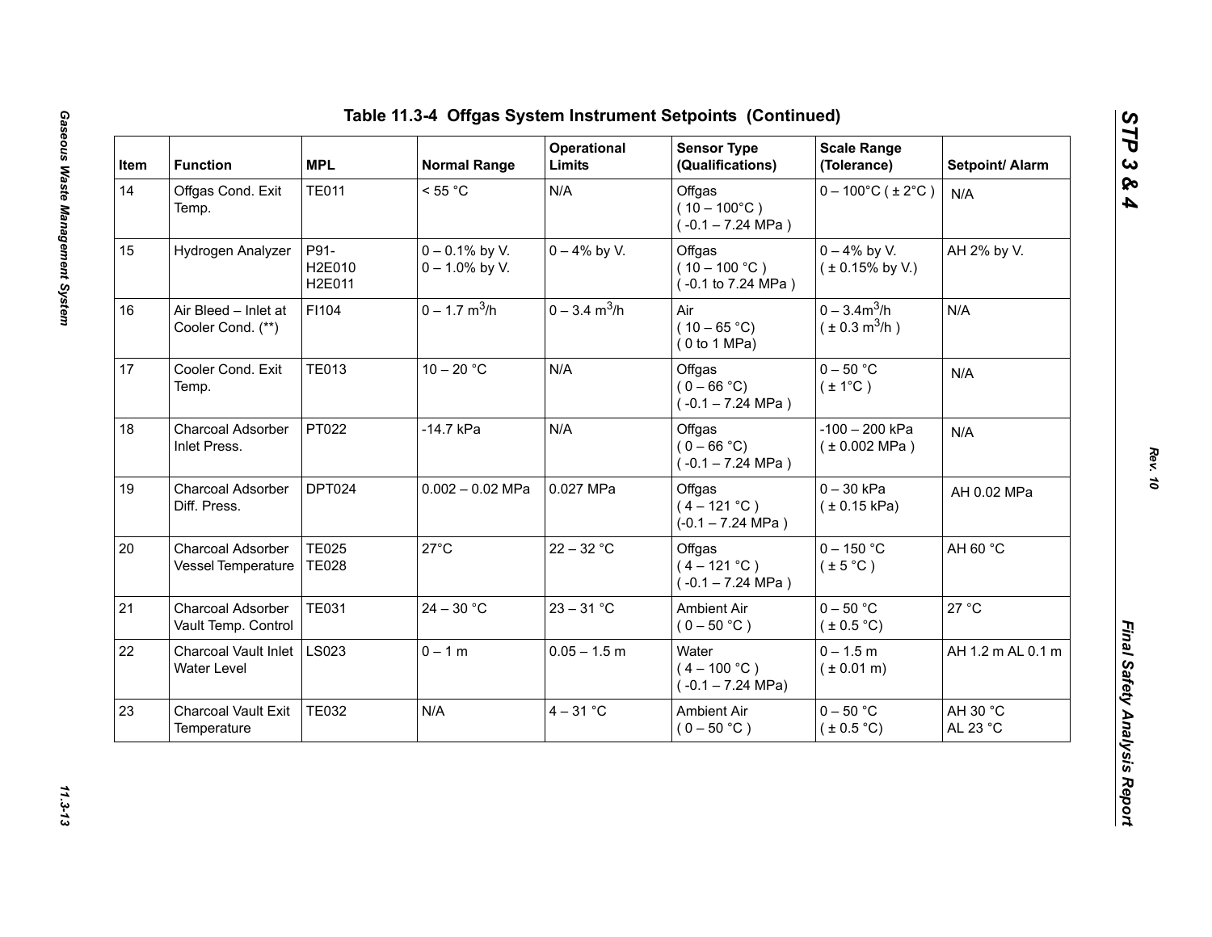## Table 11.3-4 Offgas System Instrument Setpoints (Continued)

| Item | Function | MPL | Normal Range | Operational Limits | Sensor Type (Qualifications) | Scale Range (Tolerance) | Setpoint/ Alarm |
|---|---|---|---|---|---|---|---|
| 14 | Offgas Cond. Exit Temp. | TE011 | < 55 °C | N/A | Offgas ( 10 – 100°C ) ( -0.1 – 7.24 MPa ) | 0 – 100°C ( ± 2°C ) | N/A |
| 15 | Hydrogen Analyzer | P91-H2E010 H2E011 | 0 – 0.1% by V. 0 – 1.0% by V. | 0 – 4% by V. | Offgas ( 10 – 100 °C ) ( -0.1 to 7.24 MPa ) | 0 – 4% by V. ( ± 0.15% by V.) | AH 2% by V. |
| 16 | Air Bleed – Inlet at Cooler Cond. (**) | FI104 | 0 – 1.7 $m^3$/h | 0 – 3.4 $m^3$/h | Air ( 10 – 65 °C) ( 0 to 1 MPa) | 0 – 3.4$m^3$/h ( ± 0.3 $m^3$/h ) | N/A |
| 17 | Cooler Cond. Exit Temp. | TE013 | 10 – 20 °C | N/A | Offgas ( 0 – 66 °C) ( -0.1 – 7.24 MPa ) | 0 – 50 °C ( ± 1°C ) | N/A |
| 18 | Charcoal Adsorber Inlet Press. | PT022 | -14.7 kPa | N/A | Offgas ( 0 – 66 °C) ( -0.1 – 7.24 MPa ) | -100 – 200 kPa ( ± 0.002 MPa ) | N/A |
| 19 | Charcoal Adsorber Diff. Press. | DPT024 | 0.002 – 0.02 MPa | 0.027 MPa | Offgas ( 4 – 121 °C ) (-0.1 – 7.24 MPa ) | 0 – 30 kPa ( ± 0.15 kPa) | AH 0.02 MPa |
| 20 | Charcoal Adsorber Vessel Temperature | TE025 TE028 | 27°C | 22 – 32 °C | Offgas ( 4 – 121 °C ) ( -0.1 – 7.24 MPa ) | 0 – 150 °C ( ± 5 °C ) | AH 60 °C |
| 21 | Charcoal Adsorber Vault Temp. Control | TE031 | 24 – 30 °C | 23 – 31 °C | Ambient Air ( 0 – 50 °C ) | 0 – 50 °C ( ± 0.5 °C) | 27 °C |
| 22 | Charcoal Vault Inlet Water Level | LS023 | 0 – 1 m | 0.05 – 1.5 m | Water ( 4 – 100 °C ) ( -0.1 – 7.24 MPa) | 0 – 1.5 m ( ± 0.01 m) | AH 1.2 m AL 0.1 m |
| 23 | Charcoal Vault Exit Temperature | TE032 | N/A | 4 – 31 °C | Ambient Air ( 0 – 50 °C ) | 0 – 50 °C ( ± 0.5 °C) | AH 30 °C AL 23 °C |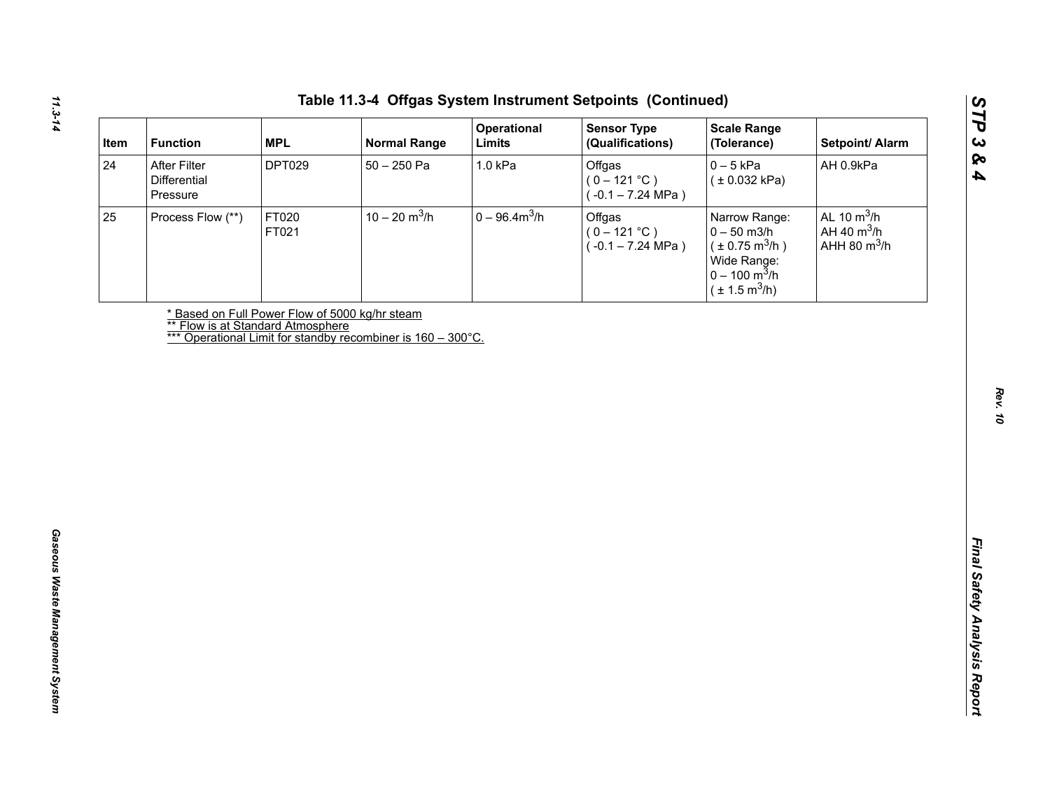# Table 11.3-4 Offgas System Instrument Setpoints (Continued)

| Item | Function | MPL | Normal Range | Operational Limits | Sensor Type (Qualifications) | Scale Range (Tolerance) | Setpoint/ Alarm |
|---|---|---|---|---|---|---|---|
| 24 | After Filter Differential Pressure | DPT029 | 50 – 250 Pa | 1.0 kPa | Offgas ( 0 – 121 °C ) ( -0.1 – 7.24 MPa ) | 0 – 5 kPa ( ± 0.032 kPa) | AH 0.9kPa |
| 25 | Process Flow (**) | FT020 FT021 | 10 – 20 $m^3$/h | 0 – 96.4$m^3$/h | Offgas ( 0 – 121 °C ) ( -0.1 – 7.24 MPa ) | Narrow Range: 0 – 50 m3/h ( ± 0.75 $m^3$/h ) Wide Range: 0 – 100 $m^3$/h ( ± 1.5 $m^3$/h) | AL 10 $m^3$/h AH 40 $m^3$/h AHH 80 $m^3$/h |

* Based on Full Power Flow of 5000 kg/hr steam
** Flow is at Standard Atmosphere
*** Operational Limit for standby recombiner is 160 – 300°C.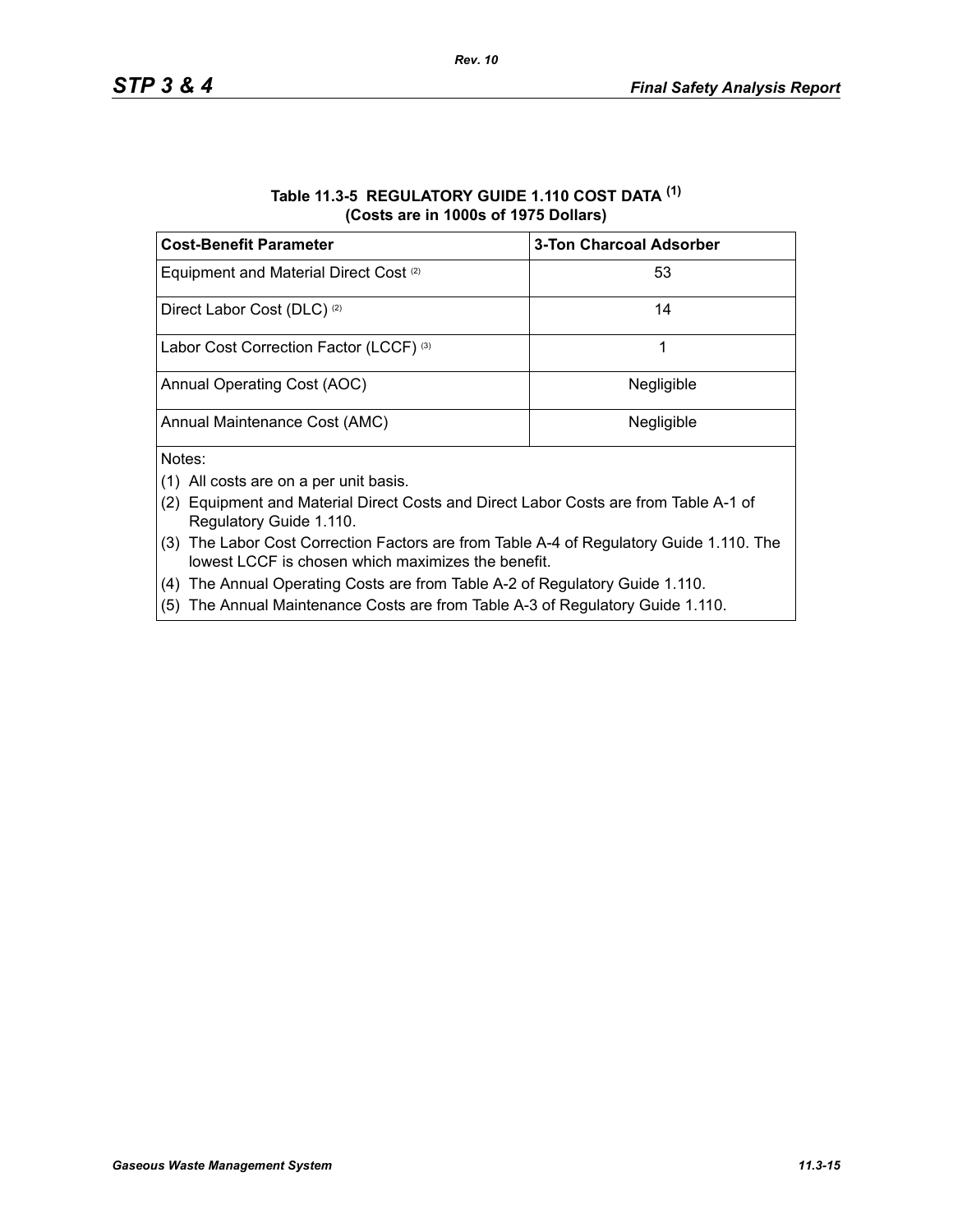**Table 11.3-5 REGULATORY GUIDE 1.110 COST DATA [(1)]**
**(Costs are in 1000s of 1975 Dollars)**

| Cost-Benefit Parameter | 3-Ton Charcoal Adsorber |
|---|---|
| Equipment and Material Direct Cost [(2)] | 53 |
| Direct Labor Cost (DLC) [(2)] | 14 |
| Labor Cost Correction Factor (LCCF) [(3)] | 1 |
| Annual Operating Cost (AOC) | Negligible |
| Annual Maintenance Cost (AMC) | Negligible |

Notes:

(1) All costs are on a per unit basis.

(2) Equipment and Material Direct Costs and Direct Labor Costs are from Table A-1 of Regulatory Guide 1.110.

(3) The Labor Cost Correction Factors are from Table A-4 of Regulatory Guide 1.110. The lowest LCCF is chosen which maximizes the benefit.

(4) The Annual Operating Costs are from Table A-2 of Regulatory Guide 1.110.

(5) The Annual Maintenance Costs are from Table A-3 of Regulatory Guide 1.110.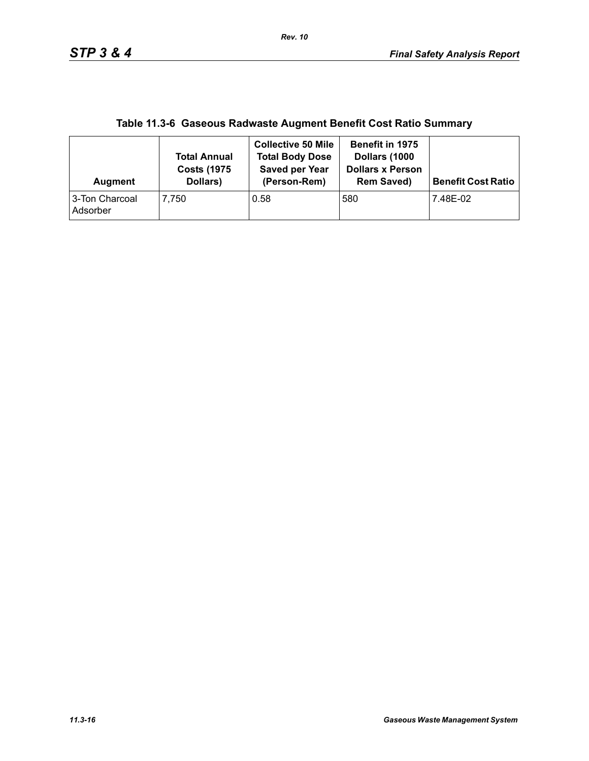## Table 11.3-6 Gaseous Radwaste Augment Benefit Cost Ratio Summary

| Augment | Total Annual Costs (1975 Dollars) | Collective 50 Mile Total Body Dose Saved per Year (Person-Rem) | Benefit in 1975 Dollars (1000 Dollars x Person Rem Saved) | Benefit Cost Ratio |
|---|---|---|---|---|
| 3-Ton Charcoal Adsorber | 7,750 | 0.58 | 580 | 7.48E-02 |